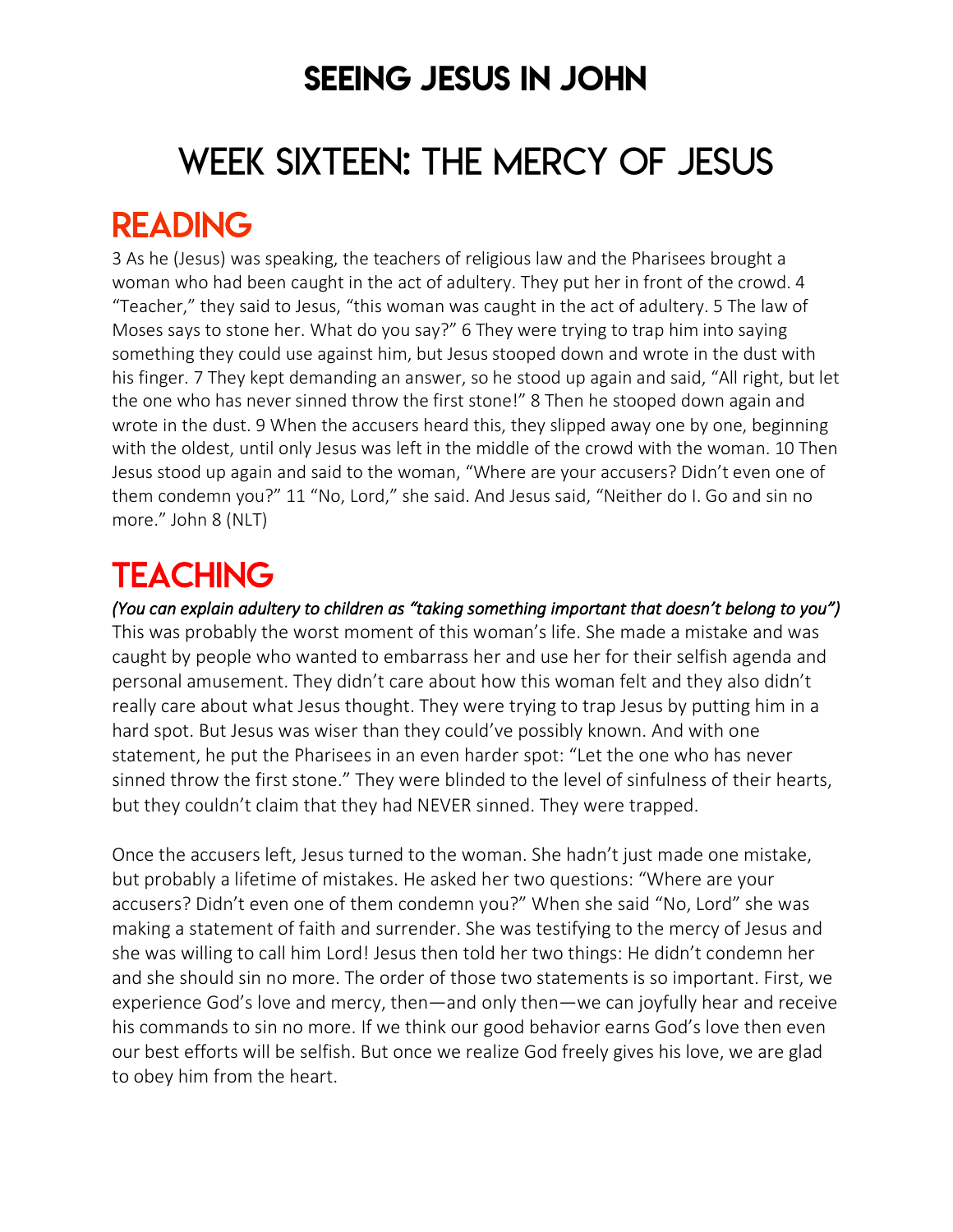# SEEING JESUS IN JOHN

# WEEK SIXTEEN: THE MERCY OF JESUS

## READING

3 As he (Jesus) was speaking, the teachers of religious law and the Pharisees brought a woman who had been caught in the act of adultery. They put her in front of the crowd. 4 "Teacher," they said to Jesus, "this woman was caught in the act of adultery. 5 The law of Moses says to stone her. What do you say?" 6 They were trying to trap him into saying something they could use against him, but Jesus stooped down and wrote in the dust with his finger. 7 They kept demanding an answer, so he stood up again and said, "All right, but let the one who has never sinned throw the first stone!" 8 Then he stooped down again and wrote in the dust. 9 When the accusers heard this, they slipped away one by one, beginning with the oldest, until only Jesus was left in the middle of the crowd with the woman. 10 Then Jesus stood up again and said to the woman, "Where are your accusers? Didn't even one of them condemn you?" 11 "No, Lord," she said. And Jesus said, "Neither do I. Go and sin no more." John 8 (NLT)

## TEACHING

***(You can explain adultery to children as "taking something important that doesn't belong to you")***

This was probably the worst moment of this woman's life. She made a mistake and was caught by people who wanted to embarrass her and use her for their selfish agenda and personal amusement. They didn't care about how this woman felt and they also didn't really care about what Jesus thought. They were trying to trap Jesus by putting him in a hard spot. But Jesus was wiser than they could've possibly known. And with one statement, he put the Pharisees in an even harder spot: "Let the one who has never sinned throw the first stone." They were blinded to the level of sinfulness of their hearts, but they couldn't claim that they had NEVER sinned. They were trapped.

Once the accusers left, Jesus turned to the woman. She hadn't just made one mistake, but probably a lifetime of mistakes. He asked her two questions: "Where are your accusers? Didn't even one of them condemn you?" When she said "No, Lord" she was making a statement of faith and surrender. She was testifying to the mercy of Jesus and she was willing to call him Lord! Jesus then told her two things: He didn't condemn her and she should sin no more. The order of those two statements is so important. First, we experience God's love and mercy, then—and only then—we can joyfully hear and receive his commands to sin no more. If we think our good behavior earns God's love then even our best efforts will be selfish. But once we realize God freely gives his love, we are glad to obey him from the heart.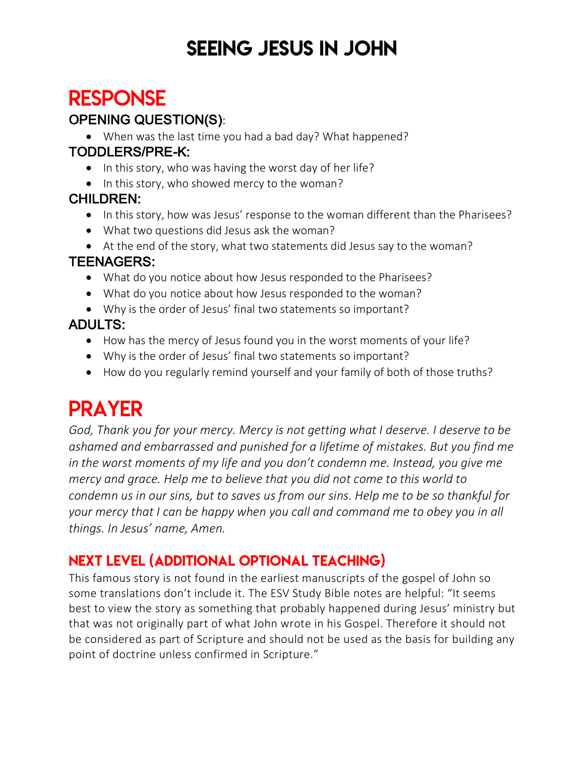# SEEING JESUS IN JOHN

## RESPONSE

### OPENING QUESTION(S):

- When was the last time you had a bad day? What happened?

### TODDLERS/PRE-K:

- In this story, who was having the worst day of her life?
- In this story, who showed mercy to the woman?

### CHILDREN:

- In this story, how was Jesus' response to the woman different than the Pharisees?
- What two questions did Jesus ask the woman?
- At the end of the story, what two statements did Jesus say to the woman?

### TEENAGERS:

- What do you notice about how Jesus responded to the Pharisees?
- What do you notice about how Jesus responded to the woman?
- Why is the order of Jesus' final two statements so important?

### ADULTS:

- How has the mercy of Jesus found you in the worst moments of your life?
- Why is the order of Jesus' final two statements so important?
- How do you regularly remind yourself and your family of both of those truths?

## PRAYER

*God, Thank you for your mercy. Mercy is not getting what I deserve. I deserve to be ashamed and embarrassed and punished for a lifetime of mistakes. But you find me in the worst moments of my life and you don't condemn me. Instead, you give me mercy and grace. Help me to believe that you did not come to this world to condemn us in our sins, but to saves us from our sins. Help me to be so thankful for your mercy that I can be happy when you call and command me to obey you in all things. In Jesus' name, Amen.*

### NEXT LEVEL (ADDITIONAL OPTIONAL TEACHING)

This famous story is not found in the earliest manuscripts of the gospel of John so some translations don't include it. The ESV Study Bible notes are helpful: "It seems best to view the story as something that probably happened during Jesus' ministry but that was not originally part of what John wrote in his Gospel. Therefore it should not be considered as part of Scripture and should not be used as the basis for building any point of doctrine unless confirmed in Scripture."